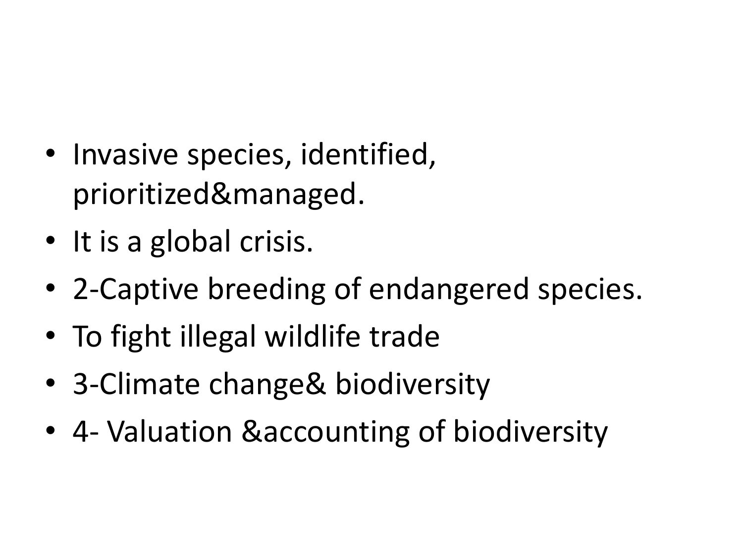- Invasive species, identified, prioritized&managed.
- It is a global crisis.
- 2-Captive breeding of endangered species.
- To fight illegal wildlife trade
- 3-Climate change& biodiversity
- 4- Valuation &accounting of biodiversity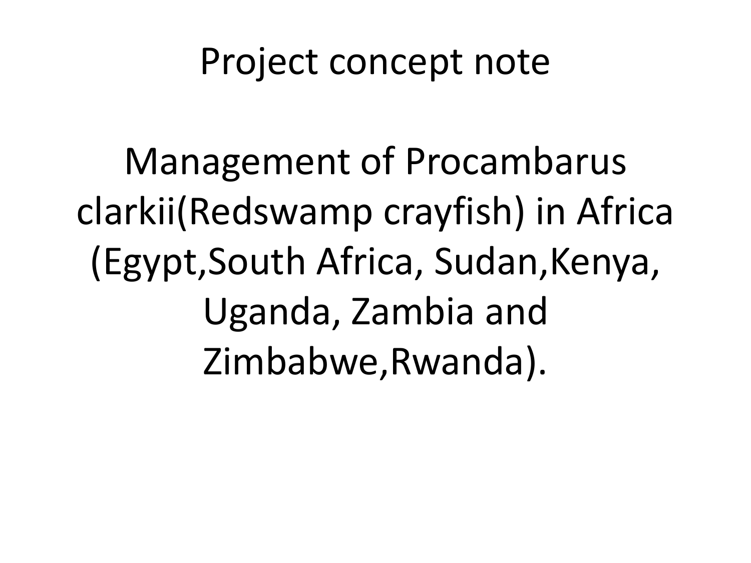# Project concept note

## Management of Procambarus clarkii(Redswamp crayfish) in Africa (Egypt,South Africa, Sudan,Kenya, Uganda, Zambia and Zimbabwe,Rwanda).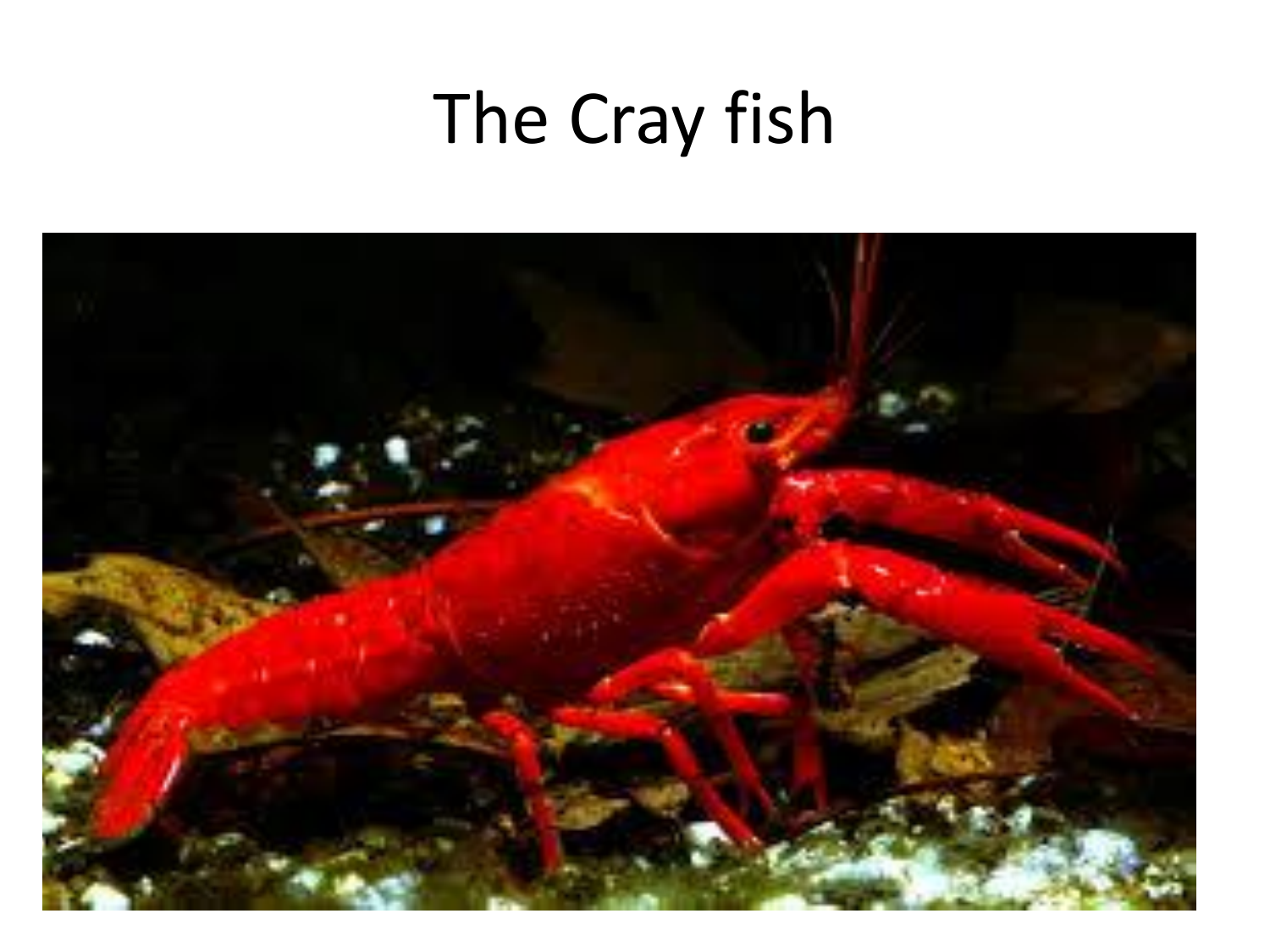# The Cray fish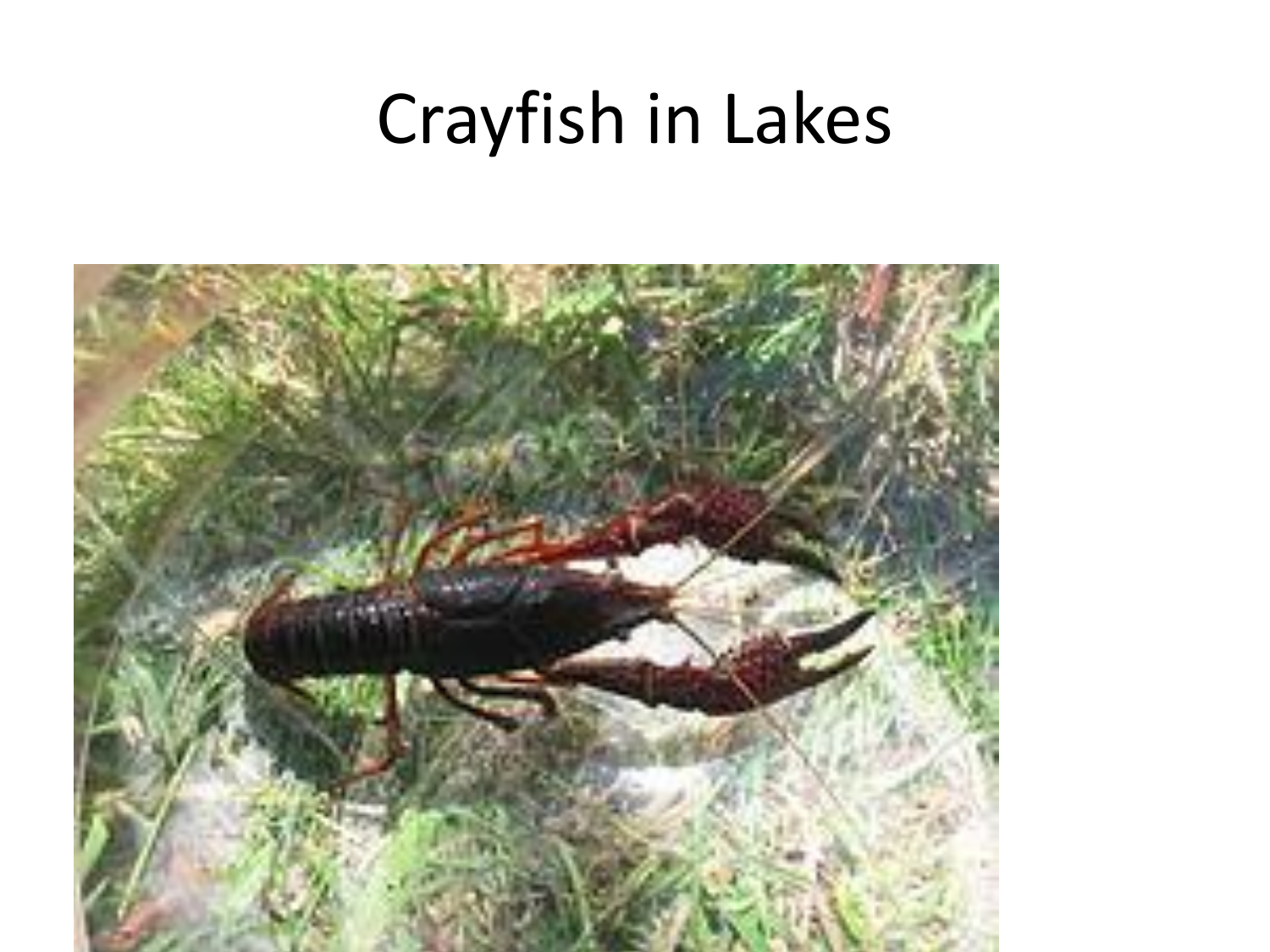# Crayfish in Lakes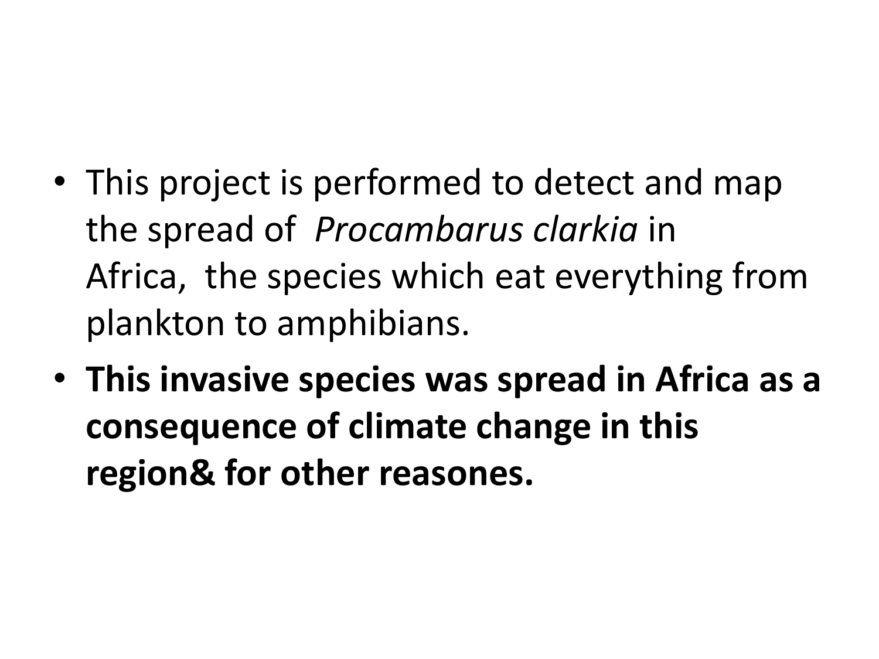- This project is performed to detect and map the spread of *Procambarus clarkia* in Africa, the species which eat everything from plankton to amphibians.
- **This invasive species was spread in Africa as a consequence of climate change in this region& for other reasones.**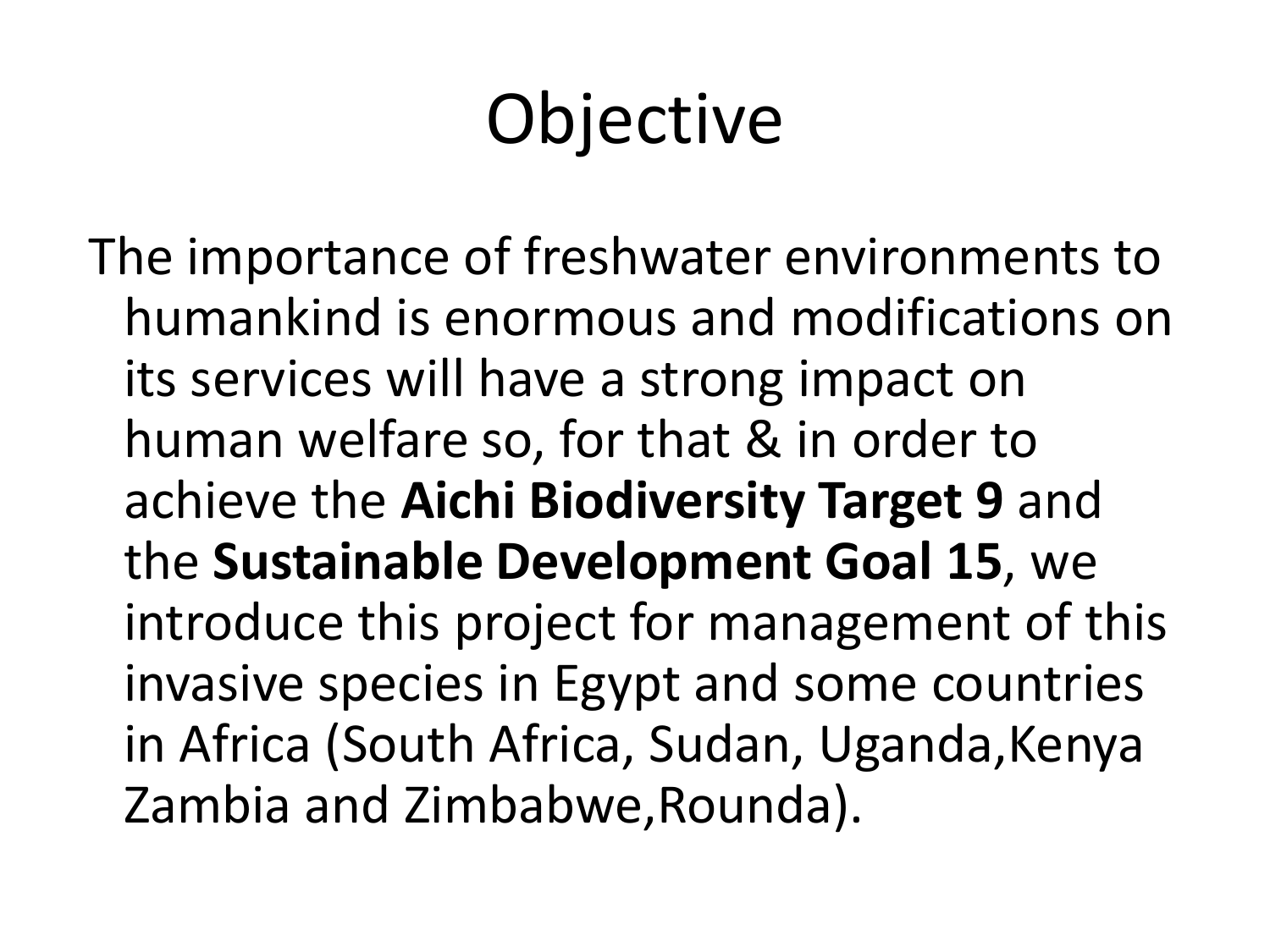# Objective

The importance of freshwater environments to humankind is enormous and modifications on its services will have a strong impact on human welfare so, for that & in order to achieve the **Aichi Biodiversity Target 9** and the **Sustainable Development Goal 15**, we introduce this project for management of this invasive species in Egypt and some countries in Africa (South Africa, Sudan, Uganda,Kenya Zambia and Zimbabwe,Rounda).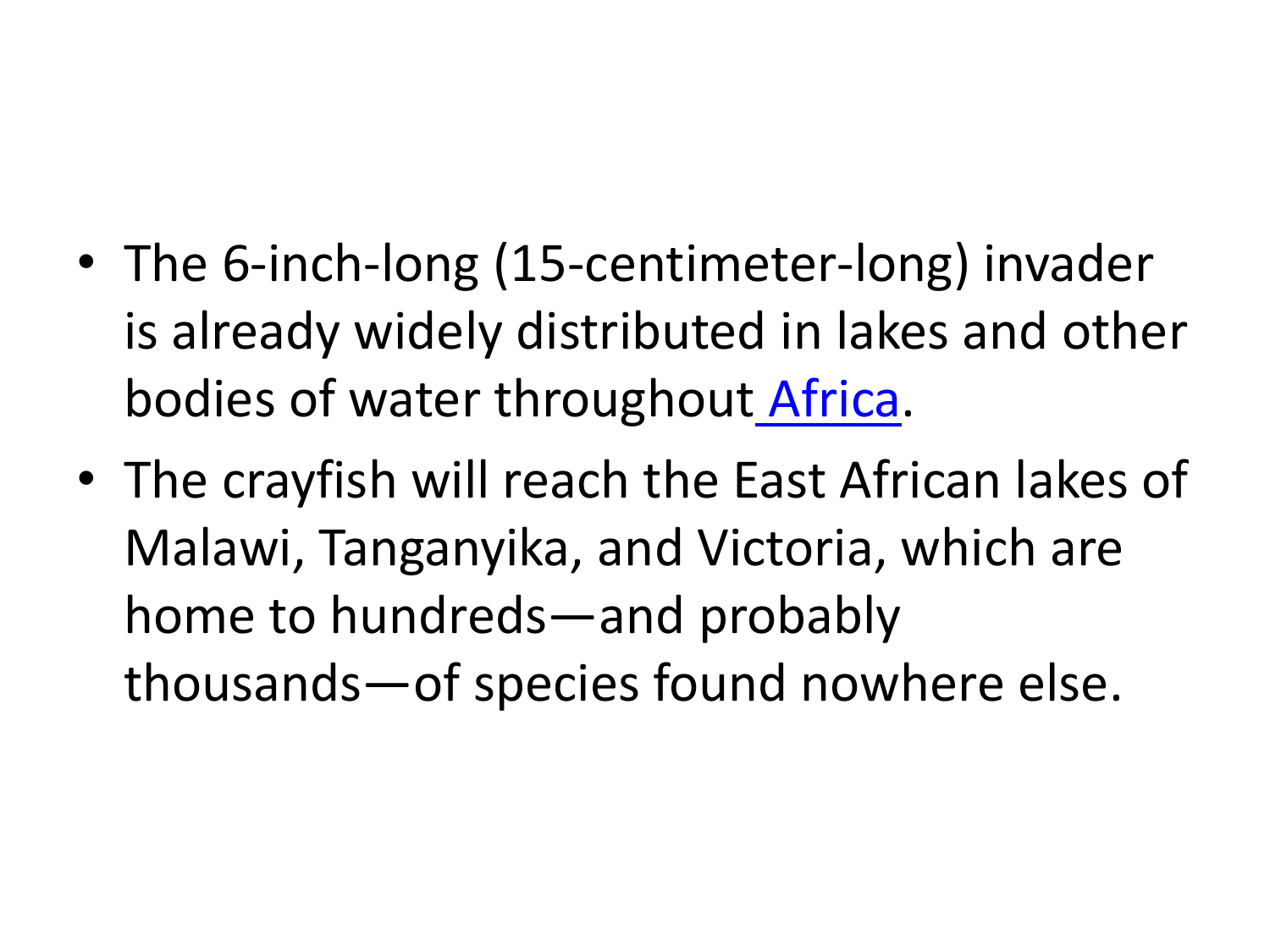- The 6-inch-long (15-centimeter-long) invader is already widely distributed in lakes and other bodies of water throughout Africa.
- The crayfish will reach the East African lakes of Malawi, Tanganyika, and Victoria, which are home to hundreds—and probably thousands—of species found nowhere else.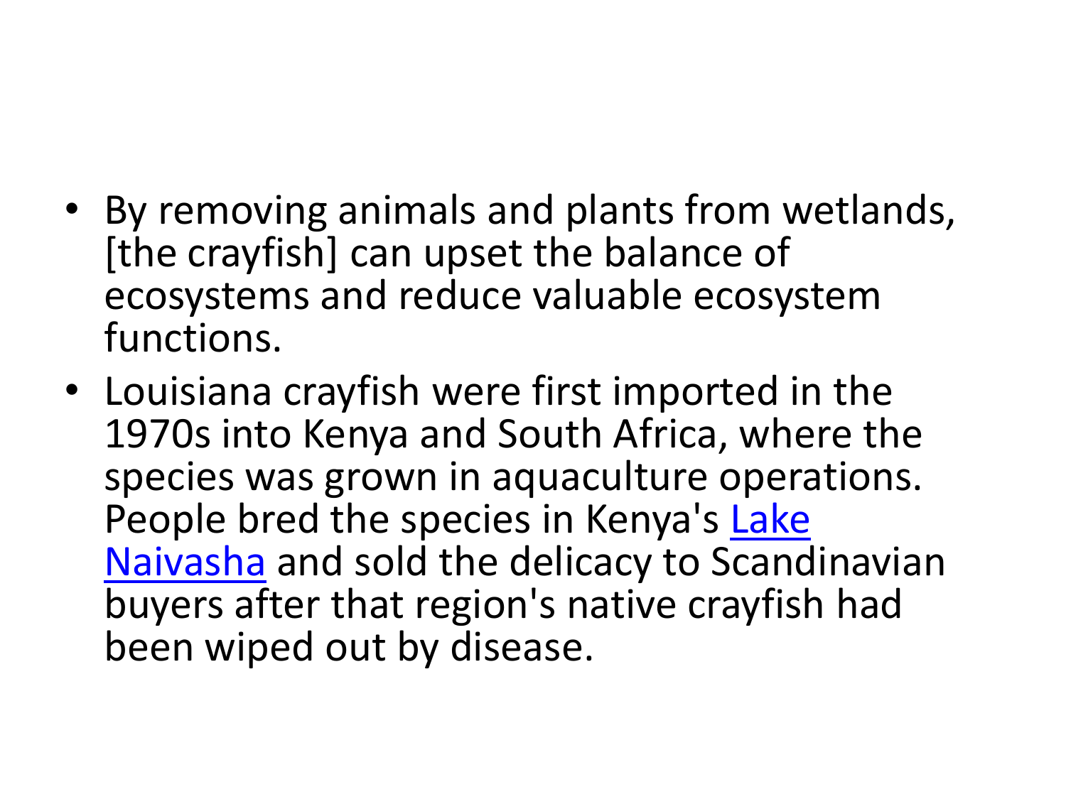- By removing animals and plants from wetlands, [the crayfish] can upset the balance of ecosystems and reduce valuable ecosystem functions.
- Louisiana crayfish were first imported in the 1970s into Kenya and South Africa, where the species was grown in aquaculture operations. People bred the species in Kenya's Lake Naivasha and sold the delicacy to Scandinavian buyers after that region's native crayfish had been wiped out by disease.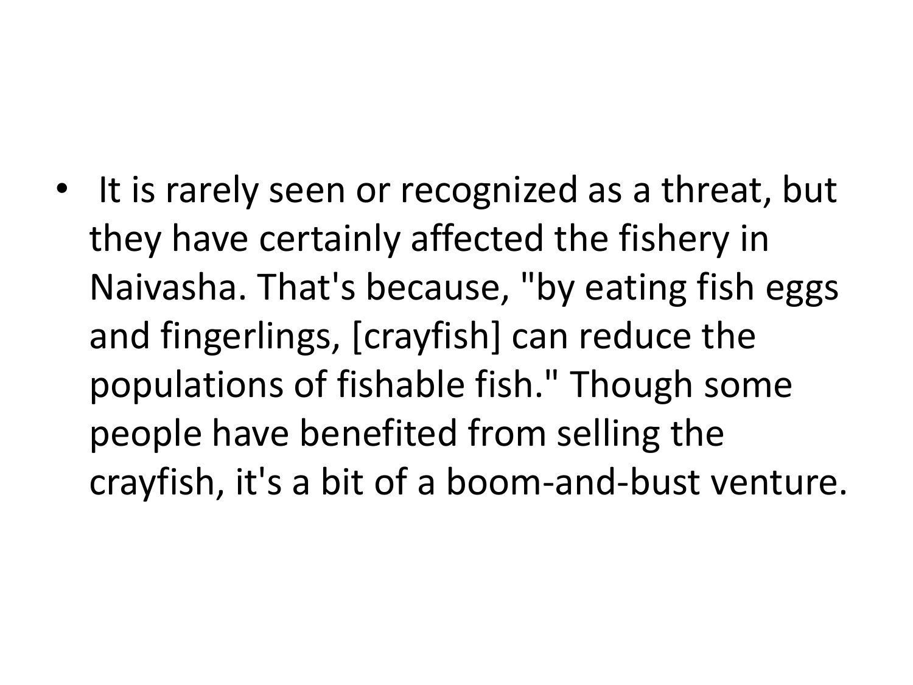- It is rarely seen or recognized as a threat, but they have certainly affected the fishery in Naivasha. That's because, "by eating fish eggs and fingerlings, [crayfish] can reduce the populations of fishable fish." Though some people have benefited from selling the crayfish, it's a bit of a boom-and-bust venture.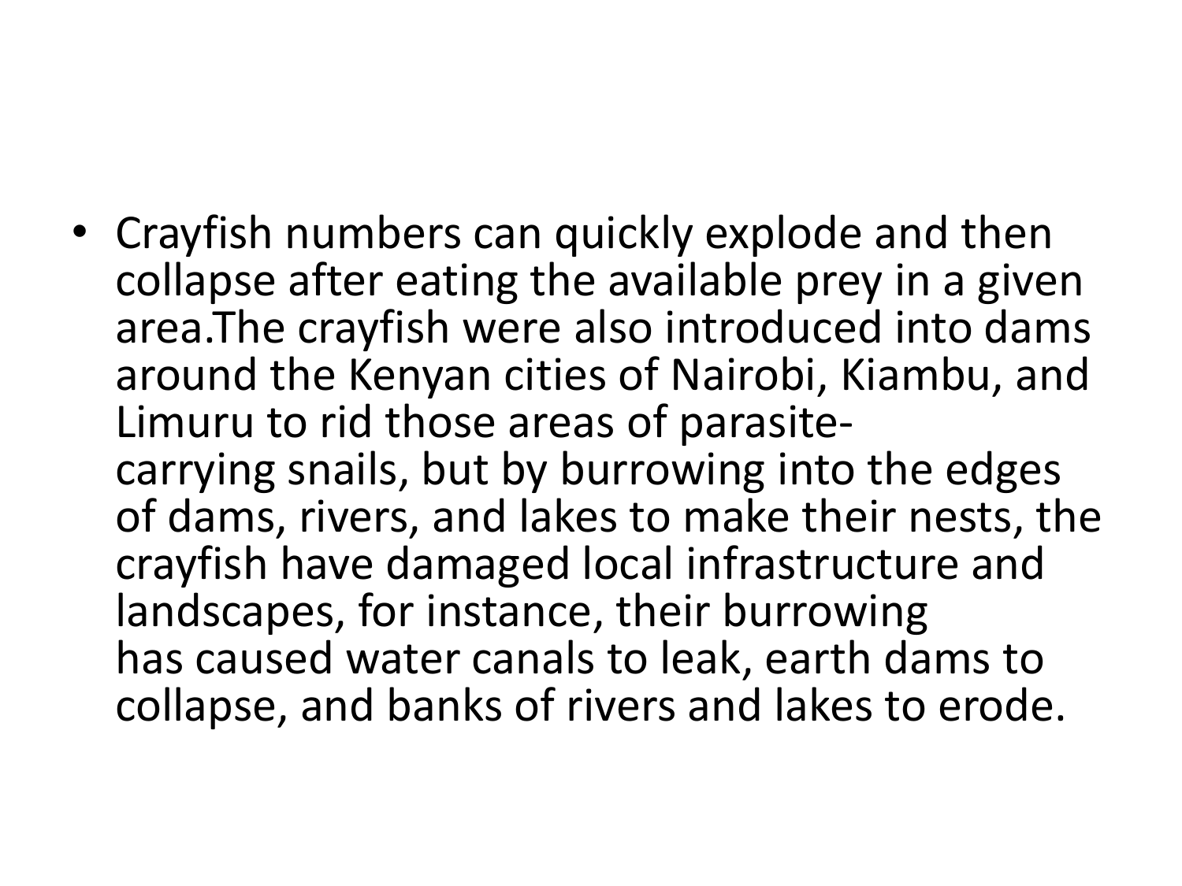- Crayfish numbers can quickly explode and then collapse after eating the available prey in a given area.The crayfish were also introduced into dams around the Kenyan cities of Nairobi, Kiambu, and Limuru to rid those areas of parasite-carrying snails, but by burrowing into the edges of dams, rivers, and lakes to make their nests, the crayfish have damaged local infrastructure and landscapes, for instance, their burrowing has caused water canals to leak, earth dams to collapse, and banks of rivers and lakes to erode.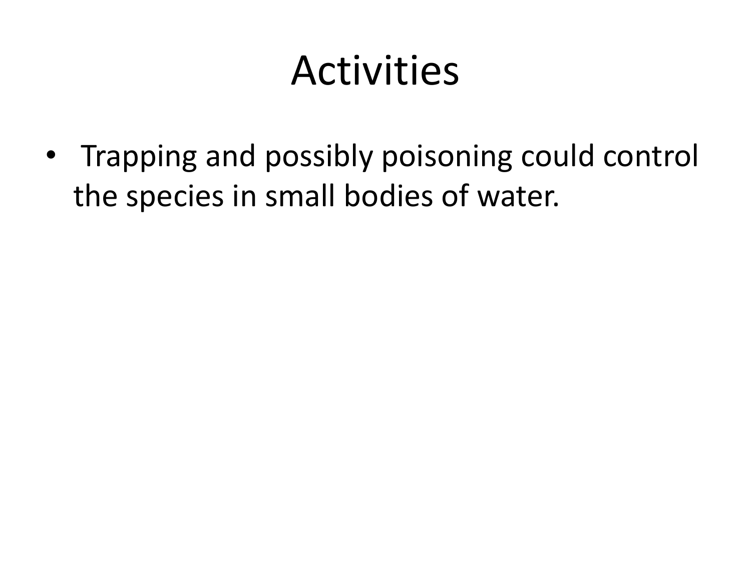# Activities

- Trapping and possibly poisoning could control the species in small bodies of water.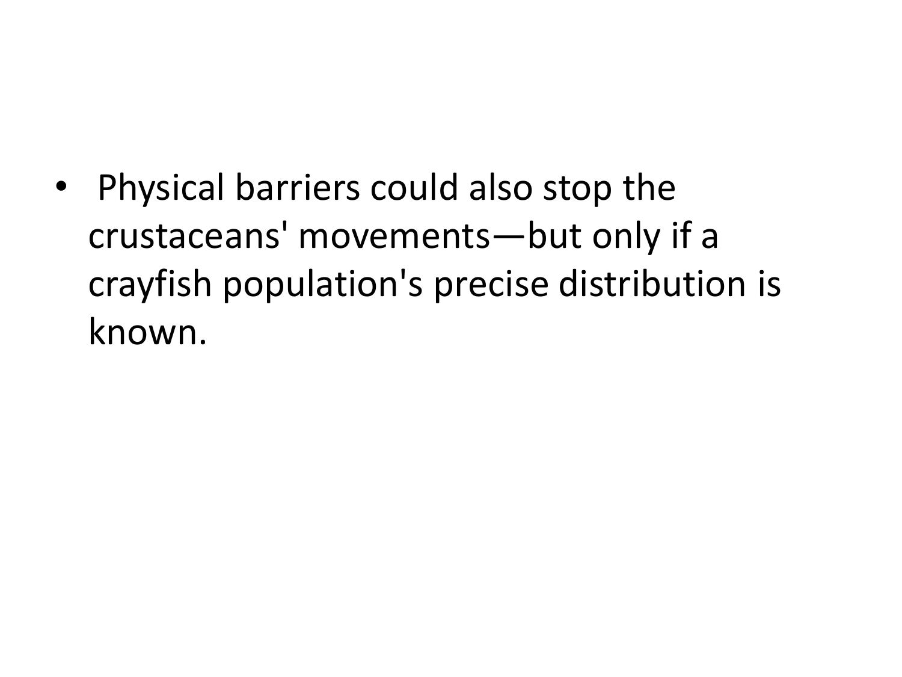- Physical barriers could also stop the crustaceans' movements—but only if a crayfish population's precise distribution is known.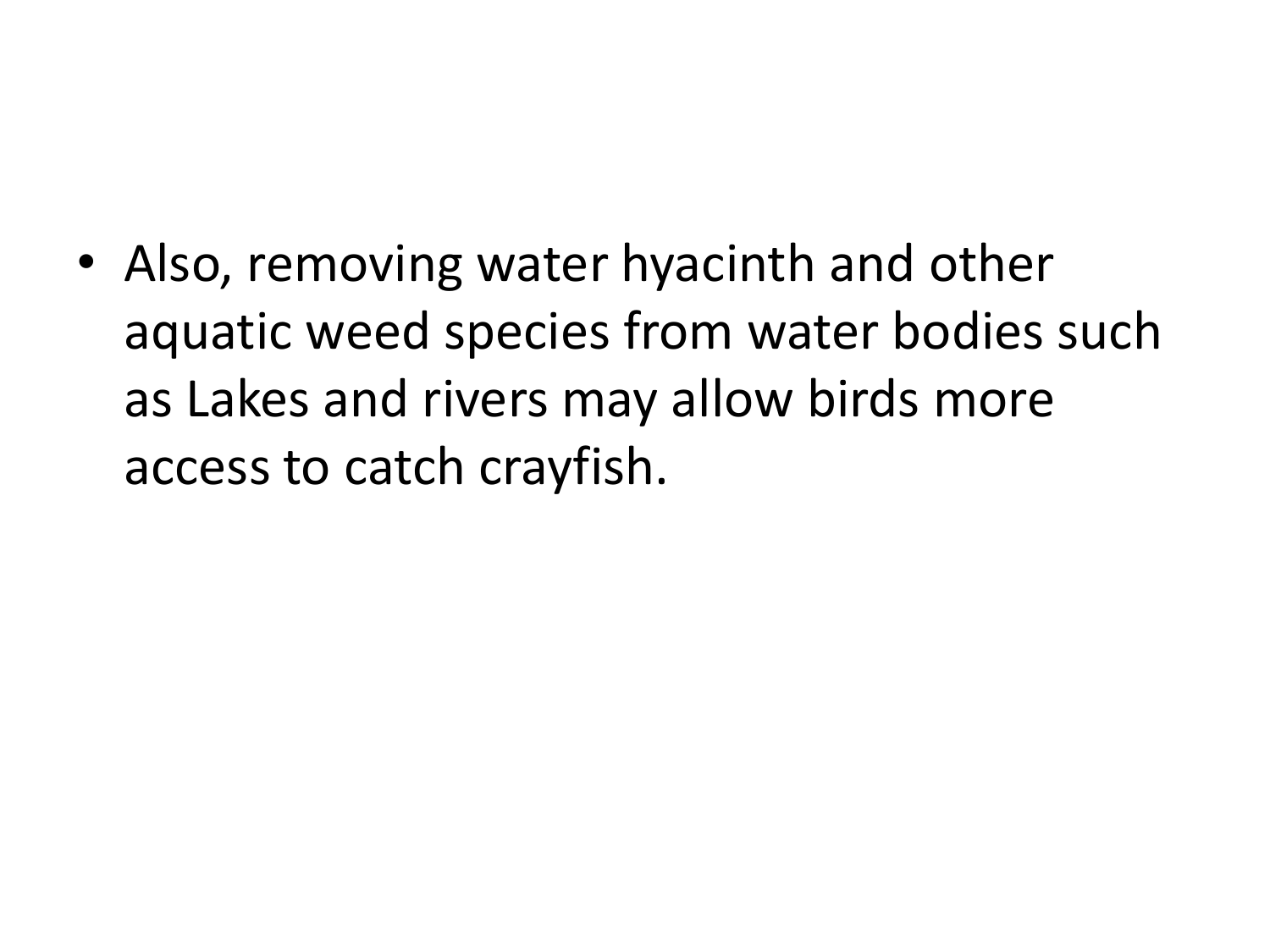- Also, removing water hyacinth and other aquatic weed species from water bodies such as Lakes and rivers may allow birds more access to catch crayfish.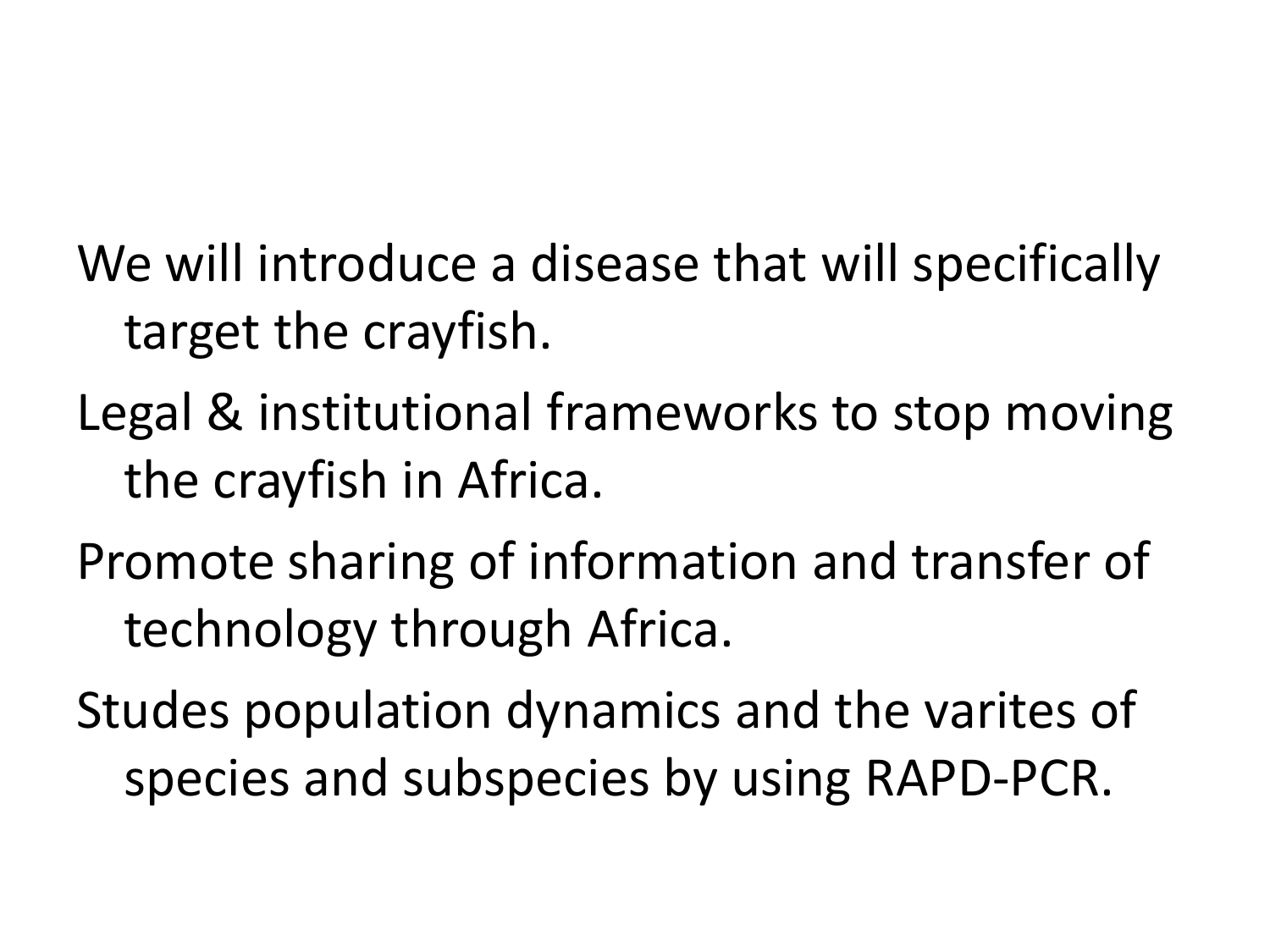We will introduce a disease that will specifically target the crayfish.

Legal & institutional frameworks to stop moving the crayfish in Africa.

Promote sharing of information and transfer of technology through Africa.

Studes population dynamics and the varites of species and subspecies by using RAPD-PCR.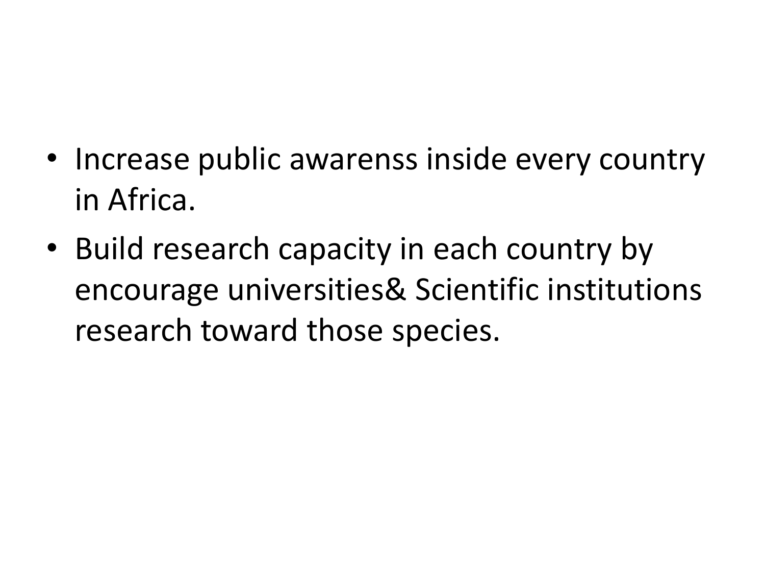- Increase public awarenss inside every country in Africa.
- Build research capacity in each country by encourage universities& Scientific institutions research toward those species.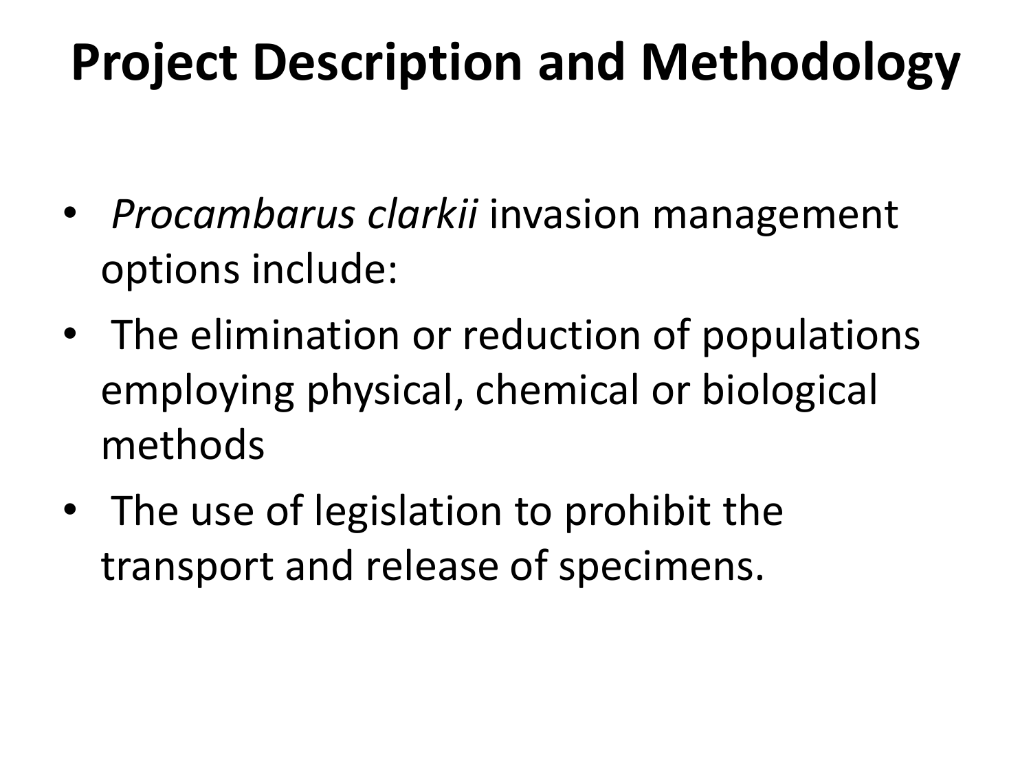# Project Description and Methodology

- *Procambarus clarkii* invasion management options include:
- The elimination or reduction of populations employing physical, chemical or biological methods
- The use of legislation to prohibit the transport and release of specimens.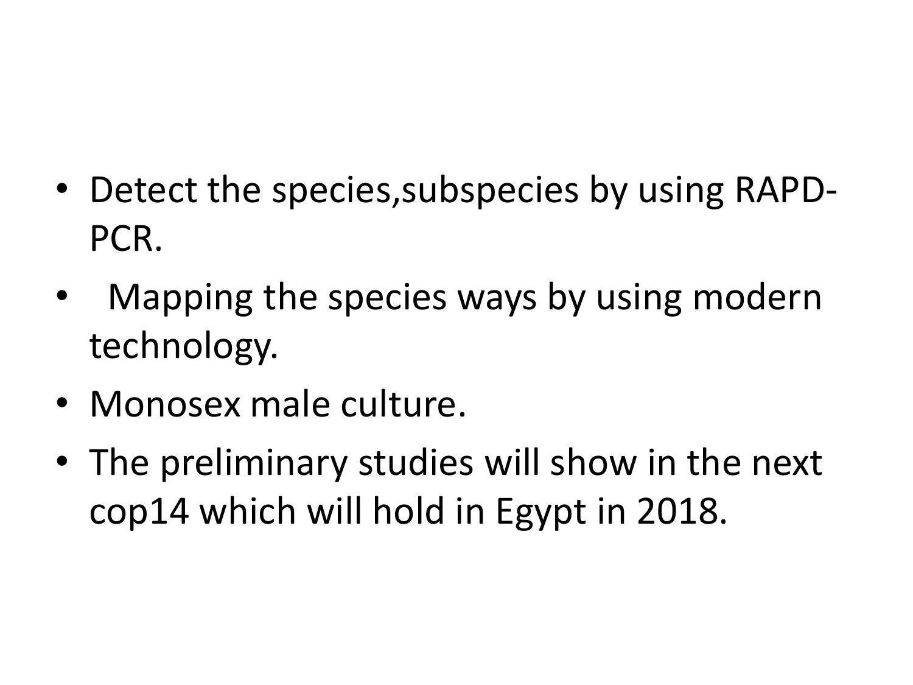- Detect the species,subspecies by using RAPD-PCR.
- Mapping the species ways by using modern technology.
- Monosex male culture.
- The preliminary studies will show in the next cop14 which will hold in Egypt in 2018.